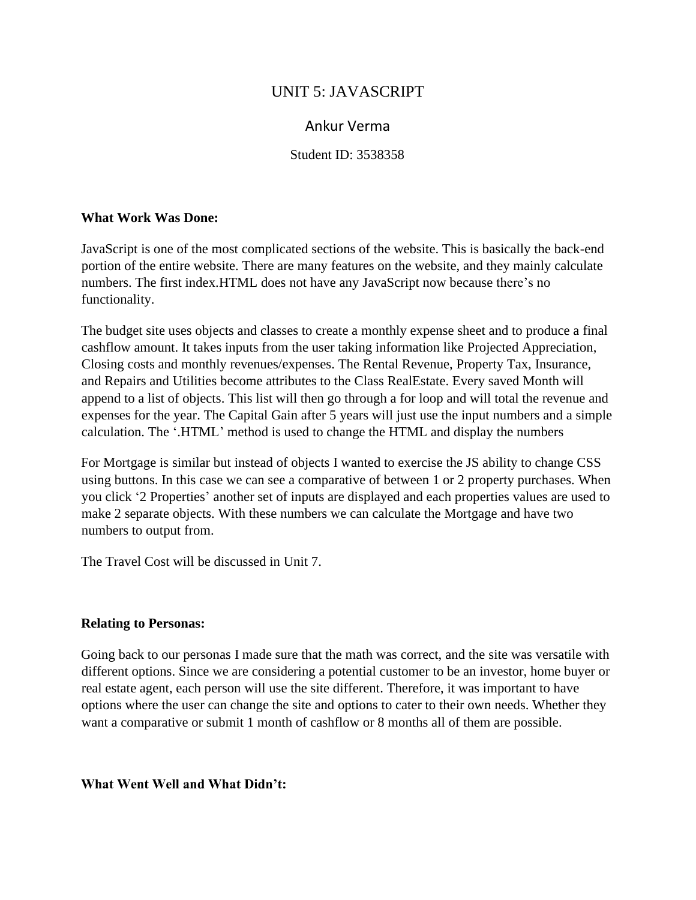# UNIT 5: JAVASCRIPT

Ankur Verma

Student ID: 3538358

**What Work Was Done:**

JavaScript is one of the most complicated sections of the website. This is basically the back-end portion of the entire website. There are many features on the website, and they mainly calculate numbers. The first index.HTML does not have any JavaScript now because there's no functionality.

The budget site uses objects and classes to create a monthly expense sheet and to produce a final cashflow amount. It takes inputs from the user taking information like Projected Appreciation, Closing costs and monthly revenues/expenses. The Rental Revenue, Property Tax, Insurance, and Repairs and Utilities become attributes to the Class RealEstate. Every saved Month will append to a list of objects. This list will then go through a for loop and will total the revenue and expenses for the year. The Capital Gain after 5 years will just use the input numbers and a simple calculation. The '.HTML' method is used to change the HTML and display the numbers

For Mortgage is similar but instead of objects I wanted to exercise the JS ability to change CSS using buttons. In this case we can see a comparative of between 1 or 2 property purchases. When you click '2 Properties' another set of inputs are displayed and each properties values are used to make 2 separate objects. With these numbers we can calculate the Mortgage and have two numbers to output from.

The Travel Cost will be discussed in Unit 7.

**Relating to Personas:**

Going back to our personas I made sure that the math was correct, and the site was versatile with different options. Since we are considering a potential customer to be an investor, home buyer or real estate agent, each person will use the site different. Therefore, it was important to have options where the user can change the site and options to cater to their own needs. Whether they want a comparative or submit 1 month of cashflow or 8 months all of them are possible.

**What Went Well and What Didn't:**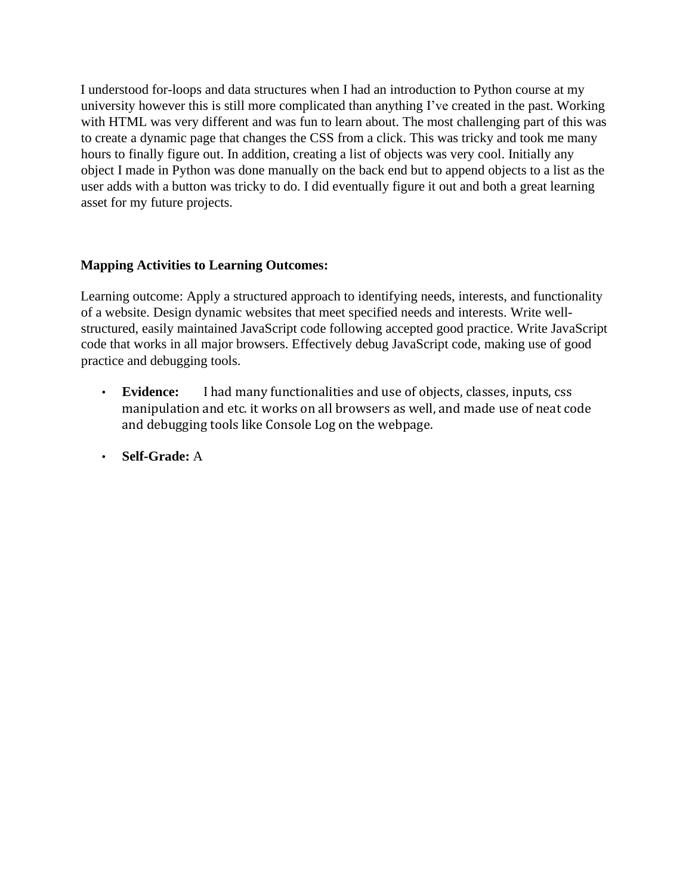I understood for-loops and data structures when I had an introduction to Python course at my university however this is still more complicated than anything I've created in the past. Working with HTML was very different and was fun to learn about. The most challenging part of this was to create a dynamic page that changes the CSS from a click. This was tricky and took me many hours to finally figure out. In addition, creating a list of objects was very cool. Initially any object I made in Python was done manually on the back end but to append objects to a list as the user adds with a button was tricky to do. I did eventually figure it out and both a great learning asset for my future projects.

**Mapping Activities to Learning Outcomes:**

Learning outcome: Apply a structured approach to identifying needs, interests, and functionality of a website. Design dynamic websites that meet specified needs and interests. Write well-structured, easily maintained JavaScript code following accepted good practice. Write JavaScript code that works in all major browsers. Effectively debug JavaScript code, making use of good practice and debugging tools.

- **Evidence:** I had many functionalities and use of objects, classes, inputs, css manipulation and etc. it works on all browsers as well, and made use of neat code and debugging tools like Console Log on the webpage.
- **Self-Grade:** A